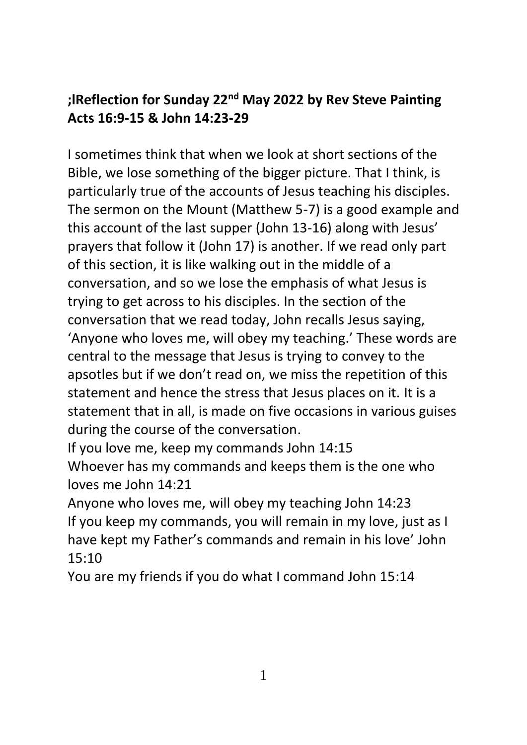**;lReflection for Sunday 22nd May 2022 by Rev Steve Painting Acts 16:9-15 & John 14:23-29**

I sometimes think that when we look at short sections of the Bible, we lose something of the bigger picture. That I think, is particularly true of the accounts of Jesus teaching his disciples. The sermon on the Mount (Matthew 5-7) is a good example and this account of the last supper (John 13-16) along with Jesus' prayers that follow it (John 17) is another. If we read only part of this section, it is like walking out in the middle of a conversation, and so we lose the emphasis of what Jesus is trying to get across to his disciples. In the section of the conversation that we read today, John recalls Jesus saying, 'Anyone who loves me, will obey my teaching.' These words are central to the message that Jesus is trying to convey to the apostles but if we don't read on, we miss the repetition of this statement and hence the stress that Jesus places on it. It is a statement that in all, is made on five occasions in various guises during the course of the conversation.

If you love me, keep my commands John 14:15

Whoever has my commands and keeps them is the one who loves me John 14:21

Anyone who loves me, will obey my teaching John 14:23

If you keep my commands, you will remain in my love, just as I have kept my Father's commands and remain in his love' John 15:10

You are my friends if you do what I command John 15:14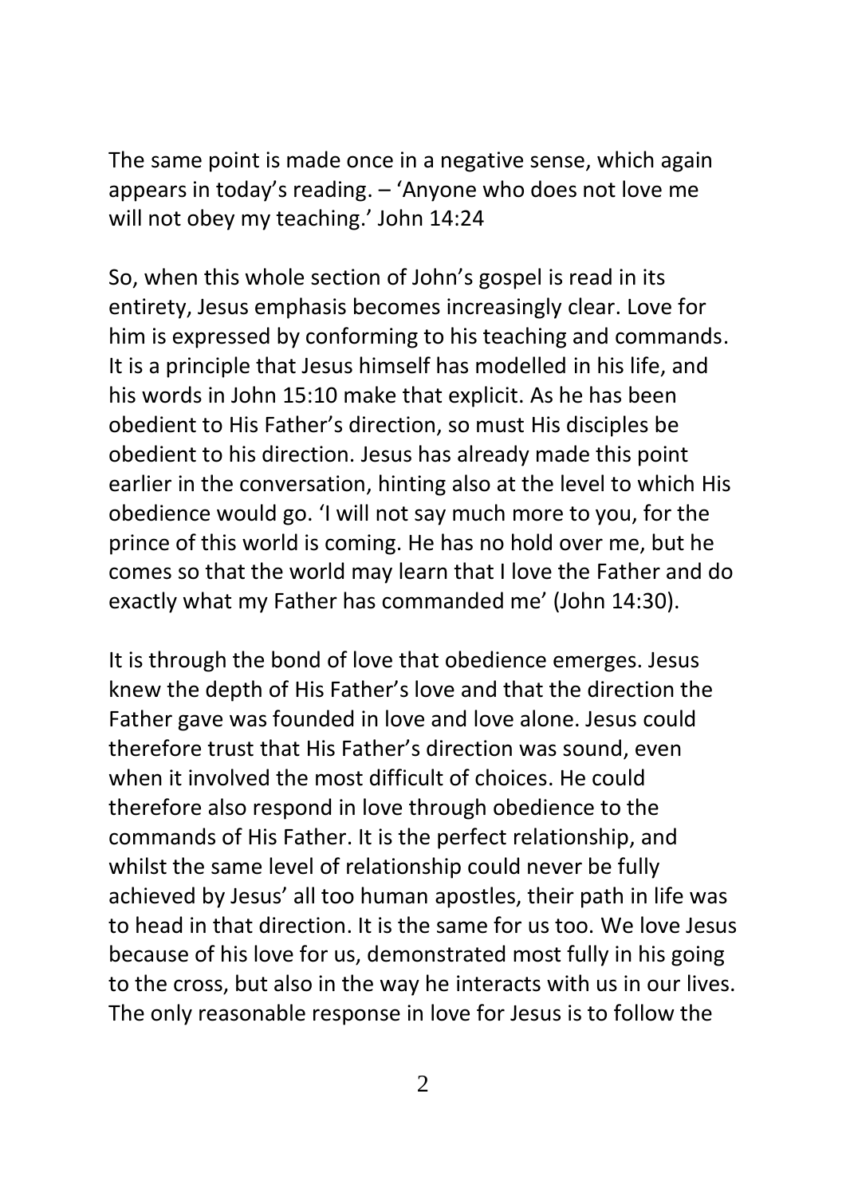The same point is made once in a negative sense, which again appears in today's reading. – 'Anyone who does not love me will not obey my teaching.' John 14:24

So, when this whole section of John's gospel is read in its entirety, Jesus emphasis becomes increasingly clear. Love for him is expressed by conforming to his teaching and commands. It is a principle that Jesus himself has modelled in his life, and his words in John 15:10 make that explicit. As he has been obedient to His Father's direction, so must His disciples be obedient to his direction. Jesus has already made this point earlier in the conversation, hinting also at the level to which His obedience would go. 'I will not say much more to you, for the prince of this world is coming. He has no hold over me, but he comes so that the world may learn that I love the Father and do exactly what my Father has commanded me' (John 14:30).

It is through the bond of love that obedience emerges. Jesus knew the depth of His Father's love and that the direction the Father gave was founded in love and love alone. Jesus could therefore trust that His Father's direction was sound, even when it involved the most difficult of choices. He could therefore also respond in love through obedience to the commands of His Father. It is the perfect relationship, and whilst the same level of relationship could never be fully achieved by Jesus' all too human apostles, their path in life was to head in that direction. It is the same for us too. We love Jesus because of his love for us, demonstrated most fully in his going to the cross, but also in the way he interacts with us in our lives. The only reasonable response in love for Jesus is to follow the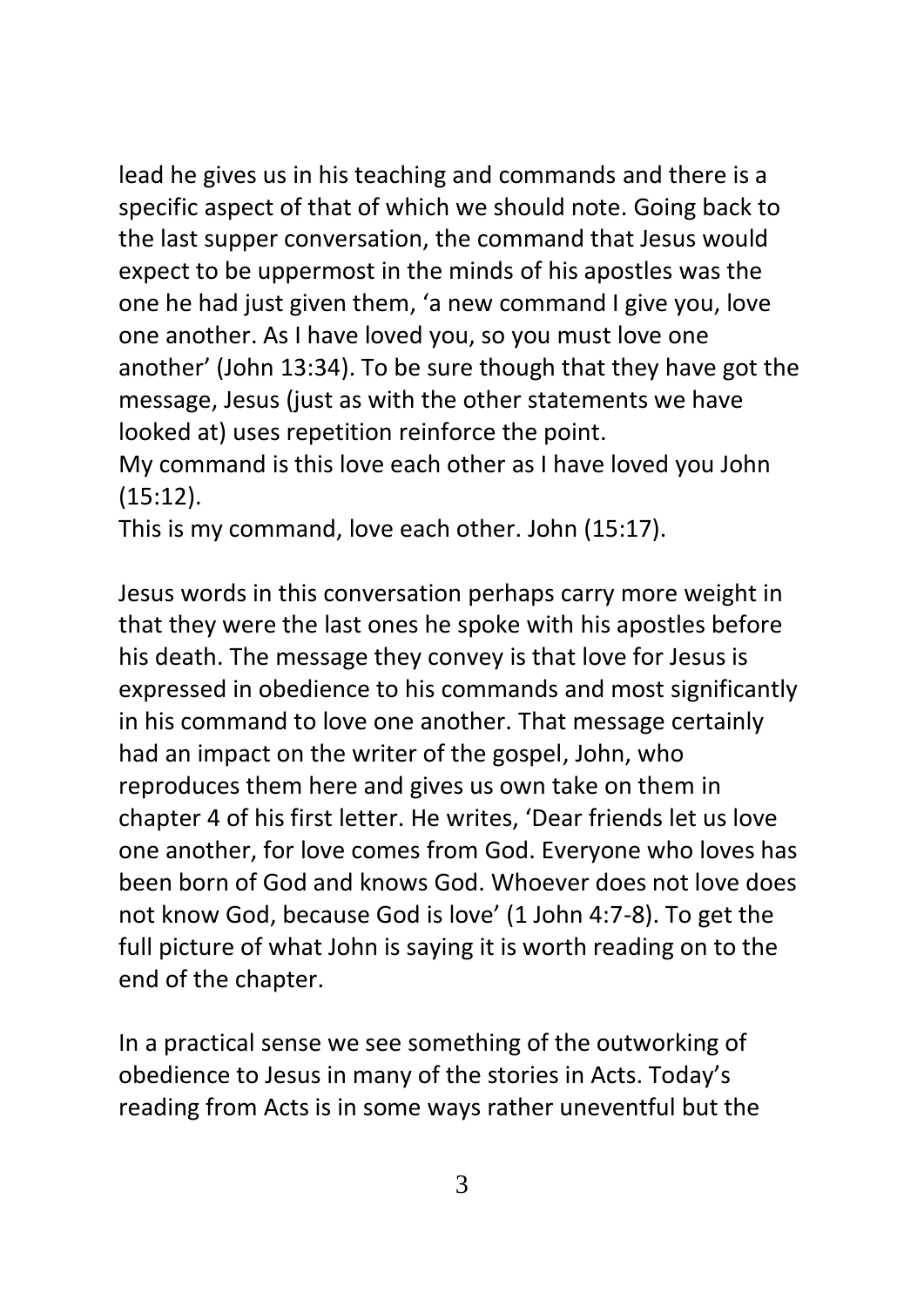lead he gives us in his teaching and commands and there is a specific aspect of that of which we should note. Going back to the last supper conversation, the command that Jesus would expect to be uppermost in the minds of his apostles was the one he had just given them, 'a new command I give you, love one another. As I have loved you, so you must love one another' (John 13:34). To be sure though that they have got the message, Jesus (just as with the other statements we have looked at) uses repetition reinforce the point.
My command is this love each other as I have loved you John (15:12).
This is my command, love each other. John (15:17).

Jesus words in this conversation perhaps carry more weight in that they were the last ones he spoke with his apostles before his death. The message they convey is that love for Jesus is expressed in obedience to his commands and most significantly in his command to love one another. That message certainly had an impact on the writer of the gospel, John, who reproduces them here and gives us own take on them in chapter 4 of his first letter. He writes, 'Dear friends let us love one another, for love comes from God. Everyone who loves has been born of God and knows God. Whoever does not love does not know God, because God is love' (1 John 4:7-8). To get the full picture of what John is saying it is worth reading on to the end of the chapter.

In a practical sense we see something of the outworking of obedience to Jesus in many of the stories in Acts. Today's reading from Acts is in some ways rather uneventful but the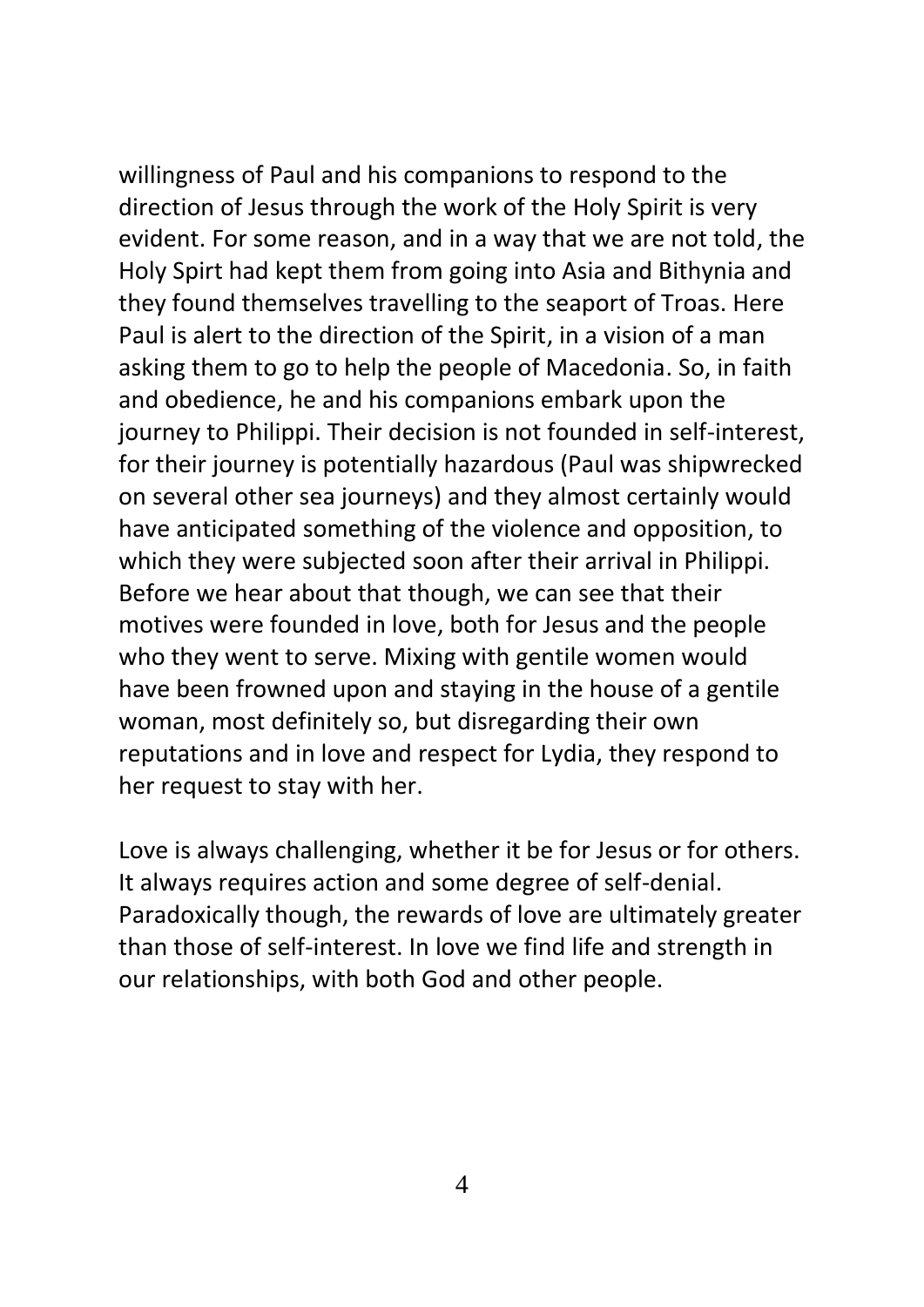willingness of Paul and his companions to respond to the direction of Jesus through the work of the Holy Spirit is very evident. For some reason, and in a way that we are not told, the Holy Spirt had kept them from going into Asia and Bithynia and they found themselves travelling to the seaport of Troas. Here Paul is alert to the direction of the Spirit, in a vision of a man asking them to go to help the people of Macedonia. So, in faith and obedience, he and his companions embark upon the journey to Philippi. Their decision is not founded in self-interest, for their journey is potentially hazardous (Paul was shipwrecked on several other sea journeys) and they almost certainly would have anticipated something of the violence and opposition, to which they were subjected soon after their arrival in Philippi. Before we hear about that though, we can see that their motives were founded in love, both for Jesus and the people who they went to serve. Mixing with gentile women would have been frowned upon and staying in the house of a gentile woman, most definitely so, but disregarding their own reputations and in love and respect for Lydia, they respond to her request to stay with her.

Love is always challenging, whether it be for Jesus or for others. It always requires action and some degree of self-denial. Paradoxically though, the rewards of love are ultimately greater than those of self-interest. In love we find life and strength in our relationships, with both God and other people.